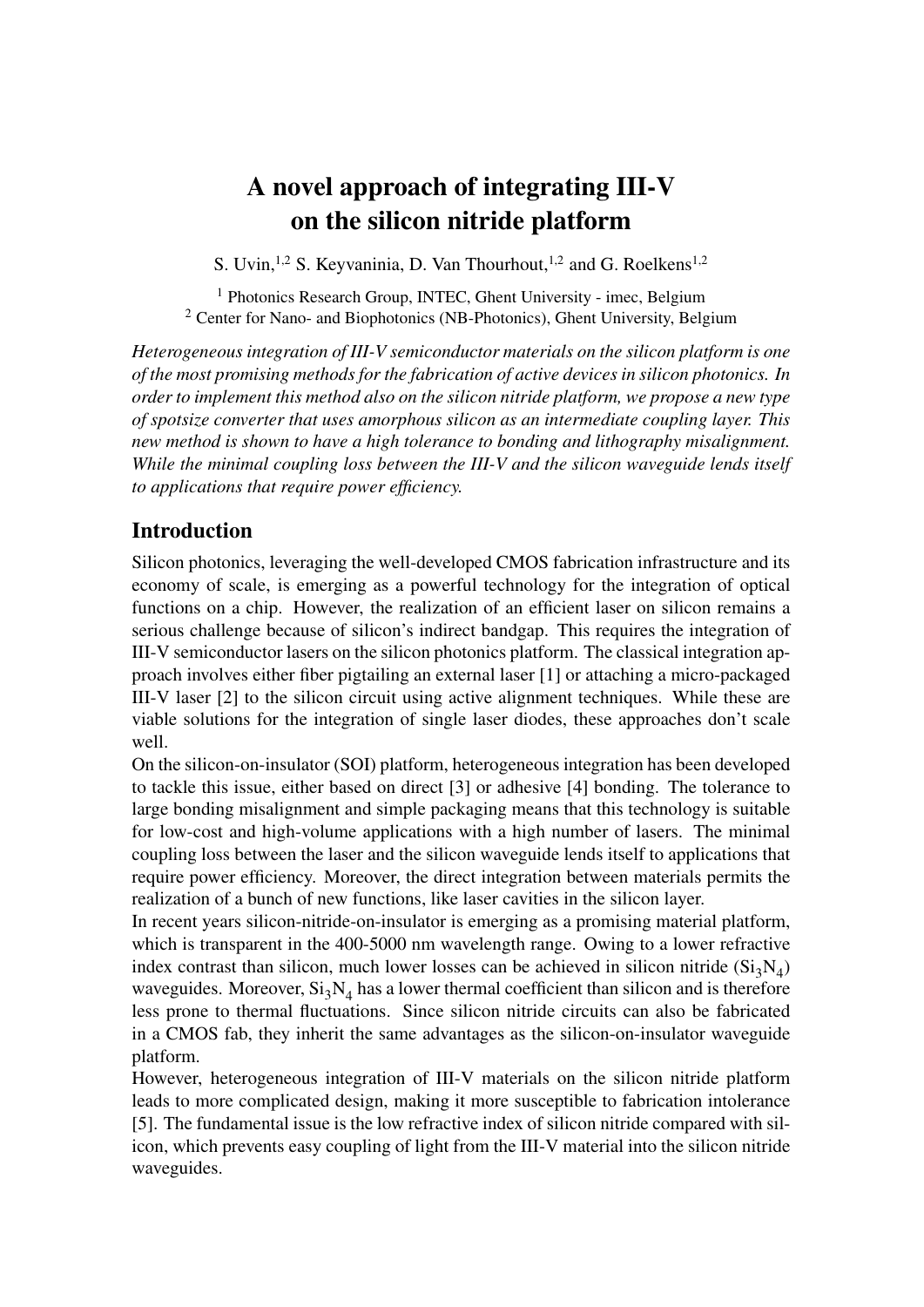// The caller wants "Authors with bracketed affiliation markers", and wants them consistent with the page text...

# A novel approach of integrating III-V on the silicon nitride platform

S. Uvin,[1,2] S. Keyvaninia, D. Van Thourhout,[1,2] and G. Roelkens[1,2]

[1] Photonics Research Group, INTEC, Ghent University - imec, Belgium
[2] Center for Nano- and Biophotonics (NB-Photonics), Ghent University, Belgium

*Heterogeneous integration of III-V semiconductor materials on the silicon platform is one of the most promising methods for the fabrication of active devices in silicon photonics. In order to implement this method also on the silicon nitride platform, we propose a new type of spotsize converter that uses amorphous silicon as an intermediate coupling layer. This new method is shown to have a high tolerance to bonding and lithography misalignment. While the minimal coupling loss between the III-V and the silicon waveguide lends itself to applications that require power efficiency.*

## Introduction

Silicon photonics, leveraging the well-developed CMOS fabrication infrastructure and its economy of scale, is emerging as a powerful technology for the integration of optical functions on a chip. However, the realization of an efficient laser on silicon remains a serious challenge because of silicon's indirect bandgap. This requires the integration of III-V semiconductor lasers on the silicon photonics platform. The classical integration approach involves either fiber pigtailing an external laser [1] or attaching a micro-packaged III-V laser [2] to the silicon circuit using active alignment techniques. While these are viable solutions for the integration of single laser diodes, these approaches don't scale well.

On the silicon-on-insulator (SOI) platform, heterogeneous integration has been developed to tackle this issue, either based on direct [3] or adhesive [4] bonding. The tolerance to large bonding misalignment and simple packaging means that this technology is suitable for low-cost and high-volume applications with a high number of lasers. The minimal coupling loss between the laser and the silicon waveguide lends itself to applications that require power efficiency. Moreover, the direct integration between materials permits the realization of a bunch of new functions, like laser cavities in the silicon layer.

In recent years silicon-nitride-on-insulator is emerging as a promising material platform, which is transparent in the 400-5000 nm wavelength range. Owing to a lower refractive index contrast than silicon, much lower losses can be achieved in silicon nitride ($Si_3N_4$) waveguides. Moreover, $Si_3N_4$ has a lower thermal coefficient than silicon and is therefore less prone to thermal fluctuations. Since silicon nitride circuits can also be fabricated in a CMOS fab, they inherit the same advantages as the silicon-on-insulator waveguide platform.

However, heterogeneous integration of III-V materials on the silicon nitride platform leads to more complicated design, making it more susceptible to fabrication intolerance [5]. The fundamental issue is the low refractive index of silicon nitride compared with silicon, which prevents easy coupling of light from the III-V material into the silicon nitride waveguides.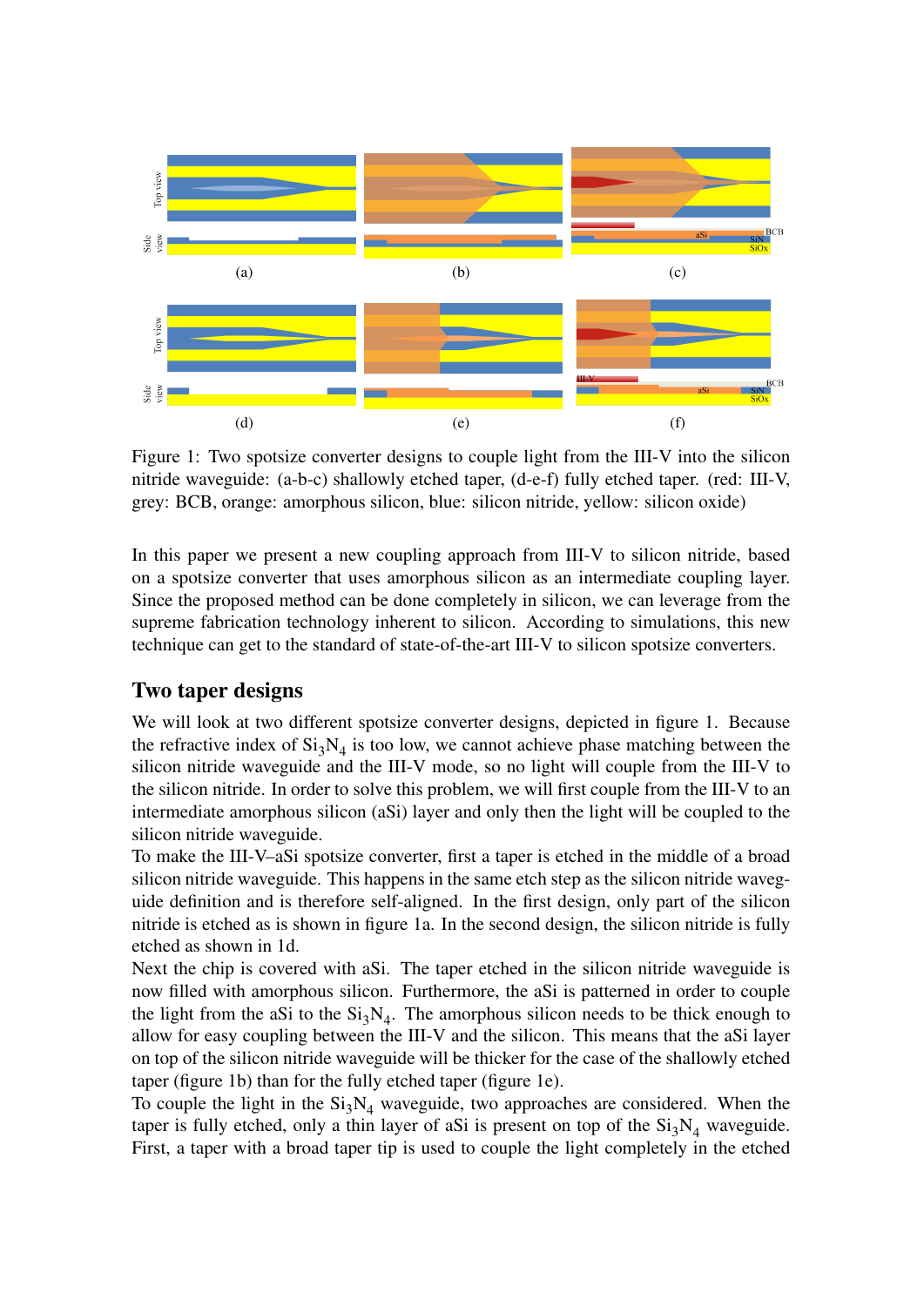Figure 1: Two spotsize converter designs to couple light from the III-V into the silicon nitride waveguide: (a-b-c) shallowly etched taper, (d-e-f) fully etched taper. (red: III-V, grey: BCB, orange: amorphous silicon, blue: silicon nitride, yellow: silicon oxide)

In this paper we present a new coupling approach from III-V to silicon nitride, based on a spotsize converter that uses amorphous silicon as an intermediate coupling layer. Since the proposed method can be done completely in silicon, we can leverage from the supreme fabrication technology inherent to silicon. According to simulations, this new technique can get to the standard of state-of-the-art III-V to silicon spotsize converters.

## Two taper designs

We will look at two different spotsize converter designs, depicted in figure 1. Because the refractive index of $Si_3N_4$ is too low, we cannot achieve phase matching between the silicon nitride waveguide and the III-V mode, so no light will couple from the III-V to the silicon nitride. In order to solve this problem, we will first couple from the III-V to an intermediate amorphous silicon (aSi) layer and only then the light will be coupled to the silicon nitride waveguide.

To make the III-V–aSi spotsize converter, first a taper is etched in the middle of a broad silicon nitride waveguide. This happens in the same etch step as the silicon nitride waveguide definition and is therefore self-aligned. In the first design, only part of the silicon nitride is etched as is shown in figure 1a. In the second design, the silicon nitride is fully etched as shown in 1d.

Next the chip is covered with aSi. The taper etched in the silicon nitride waveguide is now filled with amorphous silicon. Furthermore, the aSi is patterned in order to couple the light from the aSi to the $Si_3N_4$. The amorphous silicon needs to be thick enough to allow for easy coupling between the III-V and the silicon. This means that the aSi layer on top of the silicon nitride waveguide will be thicker for the case of the shallowly etched taper (figure 1b) than for the fully etched taper (figure 1e).

To couple the light in the $Si_3N_4$ waveguide, two approaches are considered. When the taper is fully etched, only a thin layer of aSi is present on top of the $Si_3N_4$ waveguide. First, a taper with a broad taper tip is used to couple the light completely in the etched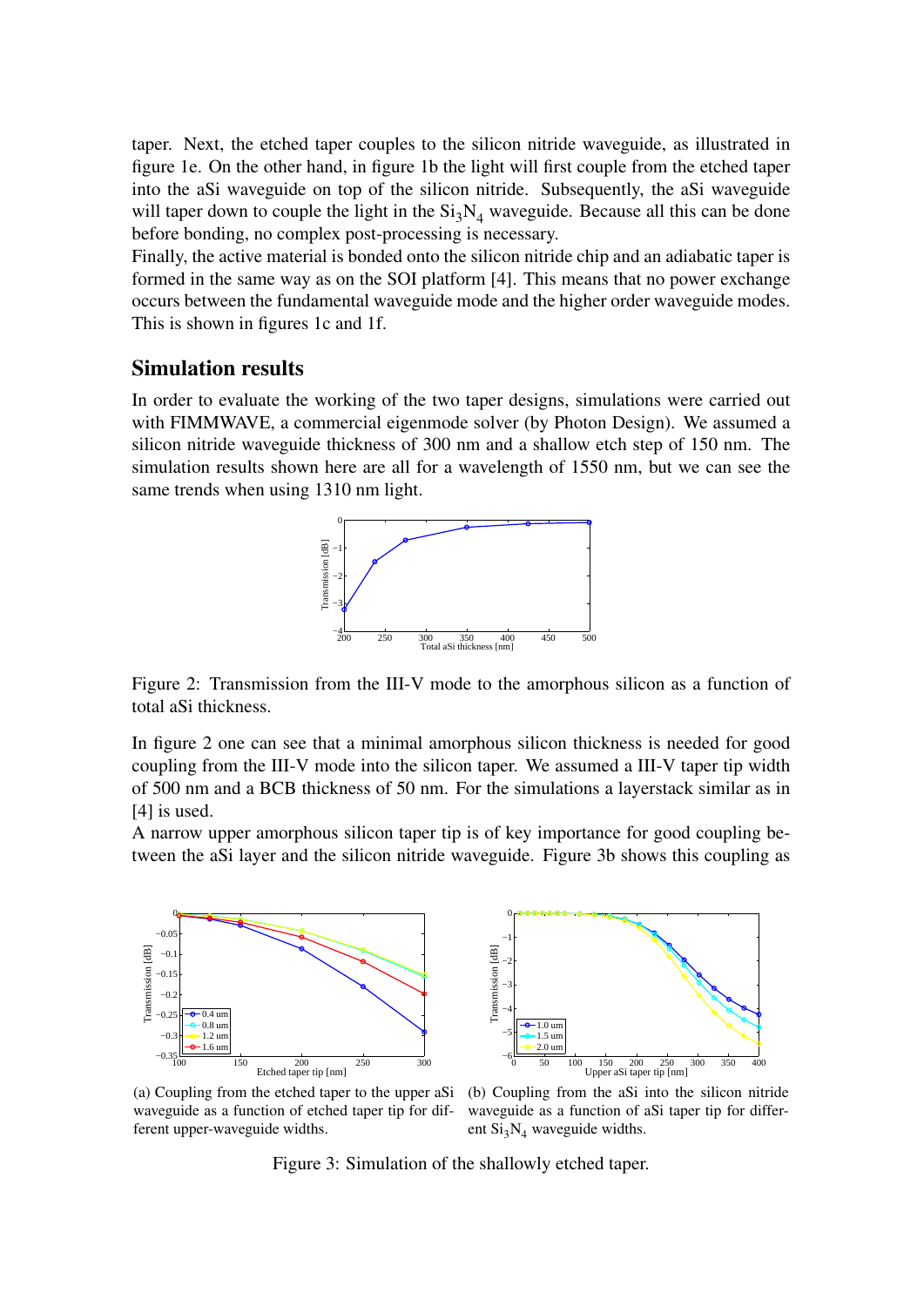taper. Next, the etched taper couples to the silicon nitride waveguide, as illustrated in figure 1e. On the other hand, in figure 1b the light will first couple from the etched taper into the aSi waveguide on top of the silicon nitride. Subsequently, the aSi waveguide will taper down to couple the light in the $Si_3N_4$ waveguide. Because all this can be done before bonding, no complex post-processing is necessary.
Finally, the active material is bonded onto the silicon nitride chip and an adiabatic taper is formed in the same way as on the SOI platform [4]. This means that no power exchange occurs between the fundamental waveguide mode and the higher order waveguide modes. This is shown in figures 1c and 1f.

## Simulation results

In order to evaluate the working of the two taper designs, simulations were carried out with FIMMWAVE, a commercial eigenmode solver (by Photon Design). We assumed a silicon nitride waveguide thickness of 300 nm and a shallow etch step of 150 nm. The simulation results shown here are all for a wavelength of 1550 nm, but we can see the same trends when using 1310 nm light.

Figure 2: Transmission from the III-V mode to the amorphous silicon as a function of total aSi thickness.

In figure 2 one can see that a minimal amorphous silicon thickness is needed for good coupling from the III-V mode into the silicon taper. We assumed a III-V taper tip width of 500 nm and a BCB thickness of 50 nm. For the simulations a layerstack similar as in [4] is used.
A narrow upper amorphous silicon taper tip is of key importance for good coupling between the aSi layer and the silicon nitride waveguide. Figure 3b shows this coupling as

(a) Coupling from the etched taper to the upper aSi waveguide as a function of etched taper tip for different upper-waveguide widths.

(b) Coupling from the aSi into the silicon nitride waveguide as a function of aSi taper tip for different $Si_3N_4$ waveguide widths.

Figure 3: Simulation of the shallowly etched taper.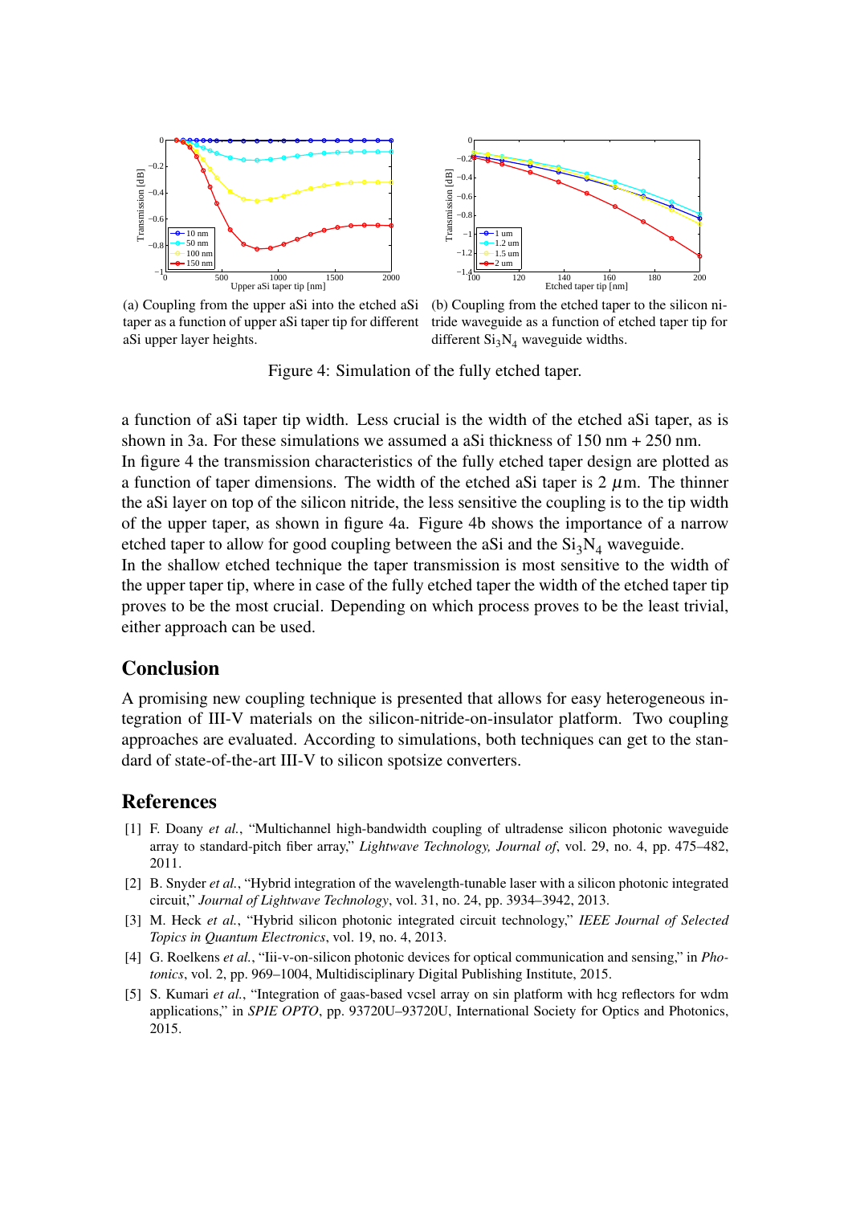Transmission [dB]

0
−0.2
−0.4
−0.6
−0.8
−1

0 500 1000 1500 2000

Upper aSi taper tip [nm]

10 nm
50 nm
100 nm
150 nm

(a) Coupling from the upper aSi into the etched aSi taper as a function of upper aSi taper tip for different aSi upper layer heights.

Transmission [dB]

0
−0.2
−0.4
−0.6
−0.8
−1
−1.2
−1.4

100 120 140 160 180 200

Etched taper tip [nm]

1 um
1.2 um
1.5 um
2 um

(b) Coupling from the etched taper to the silicon nitride waveguide as a function of etched taper tip for different $Si_3N_4$ waveguide widths.

Figure 4: Simulation of the fully etched taper.

a function of aSi taper tip width. Less crucial is the width of the etched aSi taper, as is shown in 3a. For these simulations we assumed a aSi thickness of 150 nm + 250 nm.

In figure 4 the transmission characteristics of the fully etched taper design are plotted as a function of taper dimensions. The width of the etched aSi taper is 2 $\mu$m. The thinner the aSi layer on top of the silicon nitride, the less sensitive the coupling is to the tip width of the upper taper, as shown in figure 4a. Figure 4b shows the importance of a narrow etched taper to allow for good coupling between the aSi and the $Si_3N_4$ waveguide.

In the shallow etched technique the taper transmission is most sensitive to the width of the upper taper tip, where in case of the fully etched taper the width of the etched taper tip proves to be the most crucial. Depending on which process proves to be the least trivial, either approach can be used.

## Conclusion

A promising new coupling technique is presented that allows for easy heterogeneous integration of III-V materials on the silicon-nitride-on-insulator platform. Two coupling approaches are evaluated. According to simulations, both techniques can get to the standard of state-of-the-art III-V to silicon spotsize converters.

## References

[1] F. Doany *et al.*, "Multichannel high-bandwidth coupling of ultradense silicon photonic waveguide array to standard-pitch fiber array," *Lightwave Technology, Journal of*, vol. 29, no. 4, pp. 475–482, 2011.

[2] B. Snyder *et al.*, "Hybrid integration of the wavelength-tunable laser with a silicon photonic integrated circuit," *Journal of Lightwave Technology*, vol. 31, no. 24, pp. 3934–3942, 2013.

[3] M. Heck *et al.*, "Hybrid silicon photonic integrated circuit technology," *IEEE Journal of Selected Topics in Quantum Electronics*, vol. 19, no. 4, 2013.

[4] G. Roelkens *et al.*, "Iii-v-on-silicon photonic devices for optical communication and sensing," in *Photonics*, vol. 2, pp. 969–1004, Multidisciplinary Digital Publishing Institute, 2015.

[5] S. Kumari *et al.*, "Integration of gaas-based vcsel array on sin platform with hcg reflectors for wdm applications," in *SPIE OPTO*, pp. 93720U–93720U, International Society for Optics and Photonics, 2015.